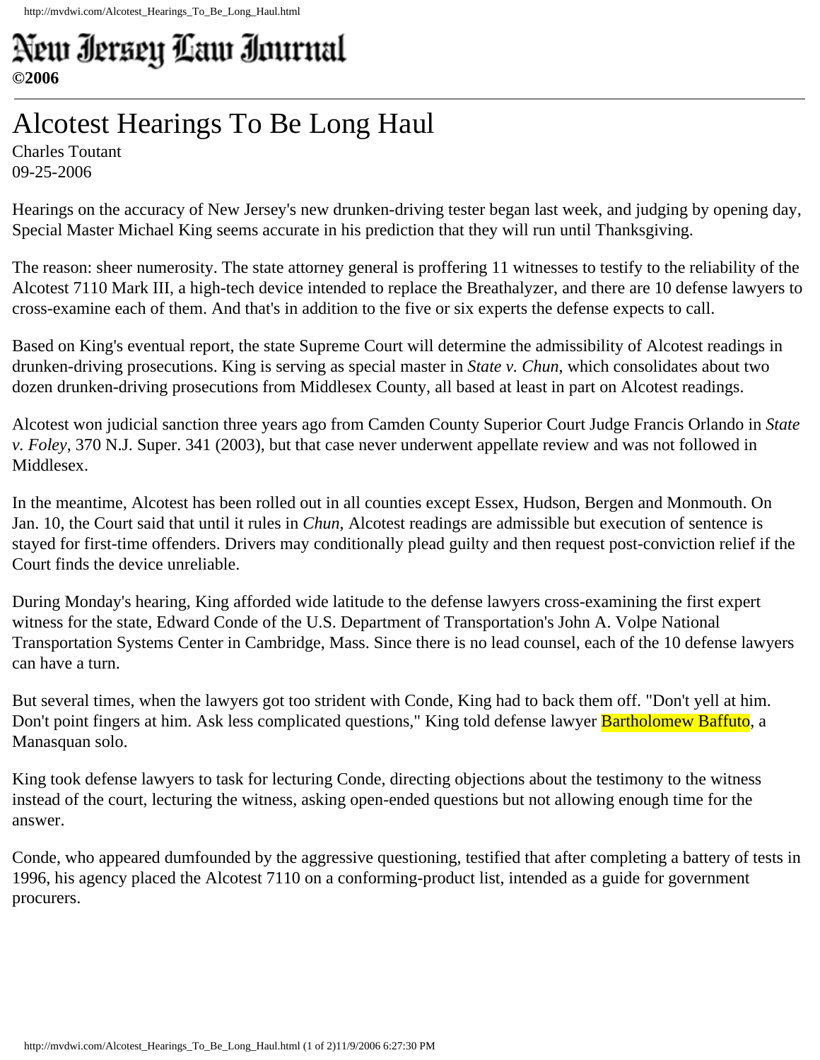New Jersey Law Journal
**©2006**

# Alcotest Hearings To Be Long Haul

Charles Toutant
09-25-2006

Hearings on the accuracy of New Jersey's new drunken-driving tester began last week, and judging by opening day, Special Master Michael King seems accurate in his prediction that they will run until Thanksgiving.

The reason: sheer numerosity. The state attorney general is proffering 11 witnesses to testify to the reliability of the Alcotest 7110 Mark III, a high-tech device intended to replace the Breathalyzer, and there are 10 defense lawyers to cross-examine each of them. And that's in addition to the five or six experts the defense expects to call.

Based on King's eventual report, the state Supreme Court will determine the admissibility of Alcotest readings in drunken-driving prosecutions. King is serving as special master in *State v. Chun*, which consolidates about two dozen drunken-driving prosecutions from Middlesex County, all based at least in part on Alcotest readings.

Alcotest won judicial sanction three years ago from Camden County Superior Court Judge Francis Orlando in *State v. Foley*, 370 N.J. Super. 341 (2003), but that case never underwent appellate review and was not followed in Middlesex.

In the meantime, Alcotest has been rolled out in all counties except Essex, Hudson, Bergen and Monmouth. On Jan. 10, the Court said that until it rules in *Chun*, Alcotest readings are admissible but execution of sentence is stayed for first-time offenders. Drivers may conditionally plead guilty and then request post-conviction relief if the Court finds the device unreliable.

During Monday's hearing, King afforded wide latitude to the defense lawyers cross-examining the first expert witness for the state, Edward Conde of the U.S. Department of Transportation's John A. Volpe National Transportation Systems Center in Cambridge, Mass. Since there is no lead counsel, each of the 10 defense lawyers can have a turn.

But several times, when the lawyers got too strident with Conde, King had to back them off. "Don't yell at him. Don't point fingers at him. Ask less complicated questions," King told defense lawyer Bartholomew Baffuto, a Manasquan solo.

King took defense lawyers to task for lecturing Conde, directing objections about the testimony to the witness instead of the court, lecturing the witness, asking open-ended questions but not allowing enough time for the answer.

Conde, who appeared dumfounded by the aggressive questioning, testified that after completing a battery of tests in 1996, his agency placed the Alcotest 7110 on a conforming-product list, intended as a guide for government procurers.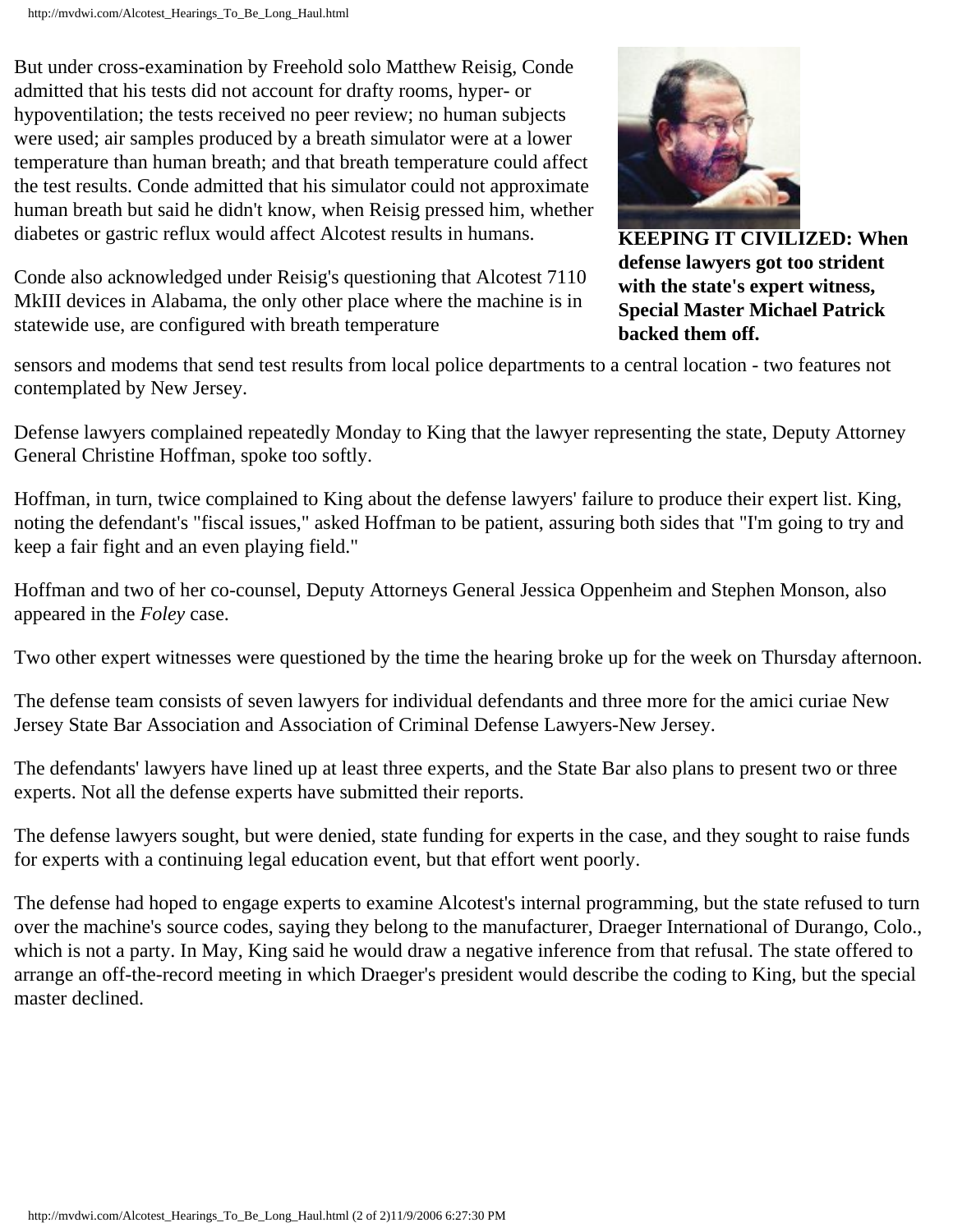But under cross-examination by Freehold solo Matthew Reisig, Conde admitted that his tests did not account for drafty rooms, hyper- or hypoventilation; the tests received no peer review; no human subjects were used; air samples produced by a breath simulator were at a lower temperature than human breath; and that breath temperature could affect the test results. Conde admitted that his simulator could not approximate human breath but said he didn't know, when Reisig pressed him, whether diabetes or gastric reflux would affect Alcotest results in humans.

**KEEPING IT CIVILIZED: When defense lawyers got too strident with the state's expert witness, Special Master Michael Patrick backed them off.**

Conde also acknowledged under Reisig's questioning that Alcotest 7110 MkIII devices in Alabama, the only other place where the machine is in statewide use, are configured with breath temperature sensors and modems that send test results from local police departments to a central location - two features not contemplated by New Jersey.

Defense lawyers complained repeatedly Monday to King that the lawyer representing the state, Deputy Attorney General Christine Hoffman, spoke too softly.

Hoffman, in turn, twice complained to King about the defense lawyers' failure to produce their expert list. King, noting the defendant's "fiscal issues," asked Hoffman to be patient, assuring both sides that "I'm going to try and keep a fair fight and an even playing field."

Hoffman and two of her co-counsel, Deputy Attorneys General Jessica Oppenheim and Stephen Monson, also appeared in the *Foley* case.

Two other expert witnesses were questioned by the time the hearing broke up for the week on Thursday afternoon.

The defense team consists of seven lawyers for individual defendants and three more for the amici curiae New Jersey State Bar Association and Association of Criminal Defense Lawyers-New Jersey.

The defendants' lawyers have lined up at least three experts, and the State Bar also plans to present two or three experts. Not all the defense experts have submitted their reports.

The defense lawyers sought, but were denied, state funding for experts in the case, and they sought to raise funds for experts with a continuing legal education event, but that effort went poorly.

The defense had hoped to engage experts to examine Alcotest's internal programming, but the state refused to turn over the machine's source codes, saying they belong to the manufacturer, Draeger International of Durango, Colo., which is not a party. In May, King said he would draw a negative inference from that refusal. The state offered to arrange an off-the-record meeting in which Draeger's president would describe the coding to King, but the special master declined.